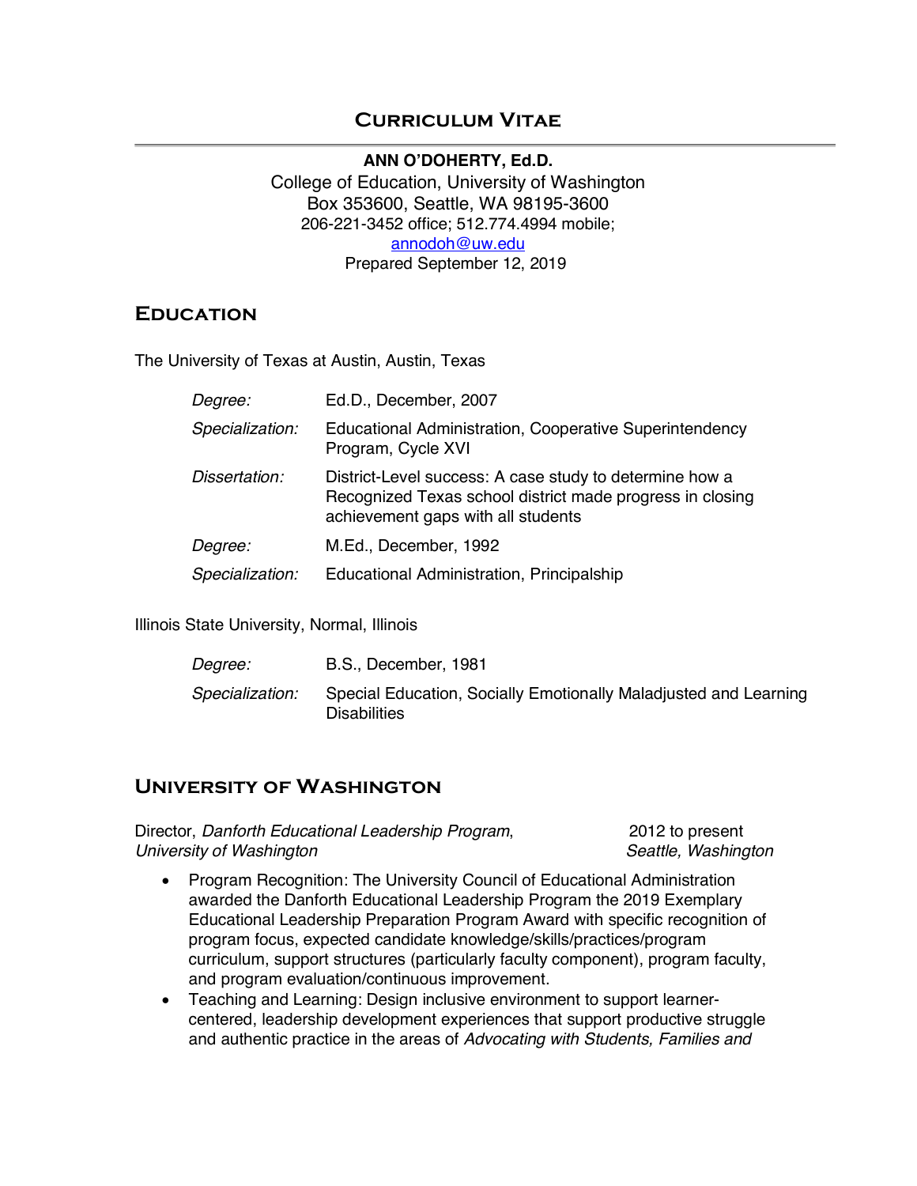# Curriculum Vitae

**ANN O'DOHERTY, Ed.D.**
College of Education, University of Washington
Box 353600, Seattle, WA 98195-3600
206-221-3452 office; 512.774.4994 mobile;
annodoh@uw.edu
Prepared September 12, 2019

## Education

The University of Texas at Austin, Austin, Texas

| | |
|---|---|
| *Degree:* | Ed.D., December, 2007 |
| *Specialization:* | Educational Administration, Cooperative Superintendency Program, Cycle XVI |
| *Dissertation:* | District-Level success: A case study to determine how a Recognized Texas school district made progress in closing achievement gaps with all students |
| *Degree:* | M.Ed., December, 1992 |
| *Specialization:* | Educational Administration, Principalship |

Illinois State University, Normal, Illinois

| | |
|---|---|
| *Degree:* | B.S., December, 1981 |
| *Specialization:* | Special Education, Socially Emotionally Maladjusted and Learning Disabilities |

## University of Washington

Director, *Danforth Educational Leadership Program*, *University of Washington* — 2012 to present, *Seattle, Washington*

- Program Recognition: The University Council of Educational Administration awarded the Danforth Educational Leadership Program the 2019 Exemplary Educational Leadership Preparation Program Award with specific recognition of program focus, expected candidate knowledge/skills/practices/program curriculum, support structures (particularly faculty component), program faculty, and program evaluation/continuous improvement.
- Teaching and Learning: Design inclusive environment to support learner-centered, leadership development experiences that support productive struggle and authentic practice in the areas of *Advocating with Students, Families and*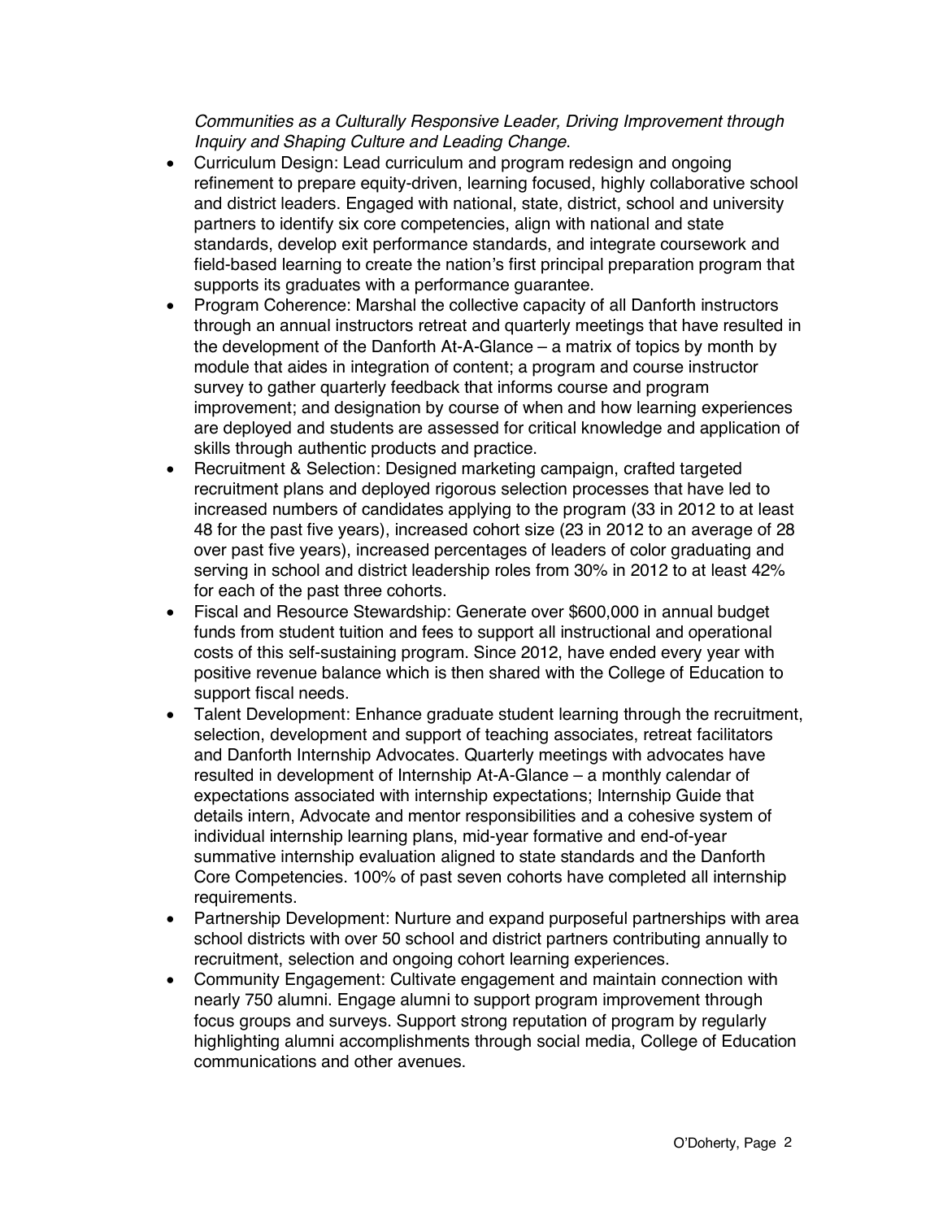*Communities as a Culturally Responsive Leader, Driving Improvement through Inquiry and Shaping Culture and Leading Change*.

- Curriculum Design: Lead curriculum and program redesign and ongoing refinement to prepare equity-driven, learning focused, highly collaborative school and district leaders. Engaged with national, state, district, school and university partners to identify six core competencies, align with national and state standards, develop exit performance standards, and integrate coursework and field-based learning to create the nation's first principal preparation program that supports its graduates with a performance guarantee.
- Program Coherence: Marshal the collective capacity of all Danforth instructors through an annual instructors retreat and quarterly meetings that have resulted in the development of the Danforth At-A-Glance – a matrix of topics by month by module that aides in integration of content; a program and course instructor survey to gather quarterly feedback that informs course and program improvement; and designation by course of when and how learning experiences are deployed and students are assessed for critical knowledge and application of skills through authentic products and practice.
- Recruitment & Selection: Designed marketing campaign, crafted targeted recruitment plans and deployed rigorous selection processes that have led to increased numbers of candidates applying to the program (33 in 2012 to at least 48 for the past five years), increased cohort size (23 in 2012 to an average of 28 over past five years), increased percentages of leaders of color graduating and serving in school and district leadership roles from 30% in 2012 to at least 42% for each of the past three cohorts.
- Fiscal and Resource Stewardship: Generate over $600,000 in annual budget funds from student tuition and fees to support all instructional and operational costs of this self-sustaining program. Since 2012, have ended every year with positive revenue balance which is then shared with the College of Education to support fiscal needs.
- Talent Development: Enhance graduate student learning through the recruitment, selection, development and support of teaching associates, retreat facilitators and Danforth Internship Advocates. Quarterly meetings with advocates have resulted in development of Internship At-A-Glance – a monthly calendar of expectations associated with internship expectations; Internship Guide that details intern, Advocate and mentor responsibilities and a cohesive system of individual internship learning plans, mid-year formative and end-of-year summative internship evaluation aligned to state standards and the Danforth Core Competencies. 100% of past seven cohorts have completed all internship requirements.
- Partnership Development: Nurture and expand purposeful partnerships with area school districts with over 50 school and district partners contributing annually to recruitment, selection and ongoing cohort learning experiences.
- Community Engagement: Cultivate engagement and maintain connection with nearly 750 alumni. Engage alumni to support program improvement through focus groups and surveys. Support strong reputation of program by regularly highlighting alumni accomplishments through social media, College of Education communications and other avenues.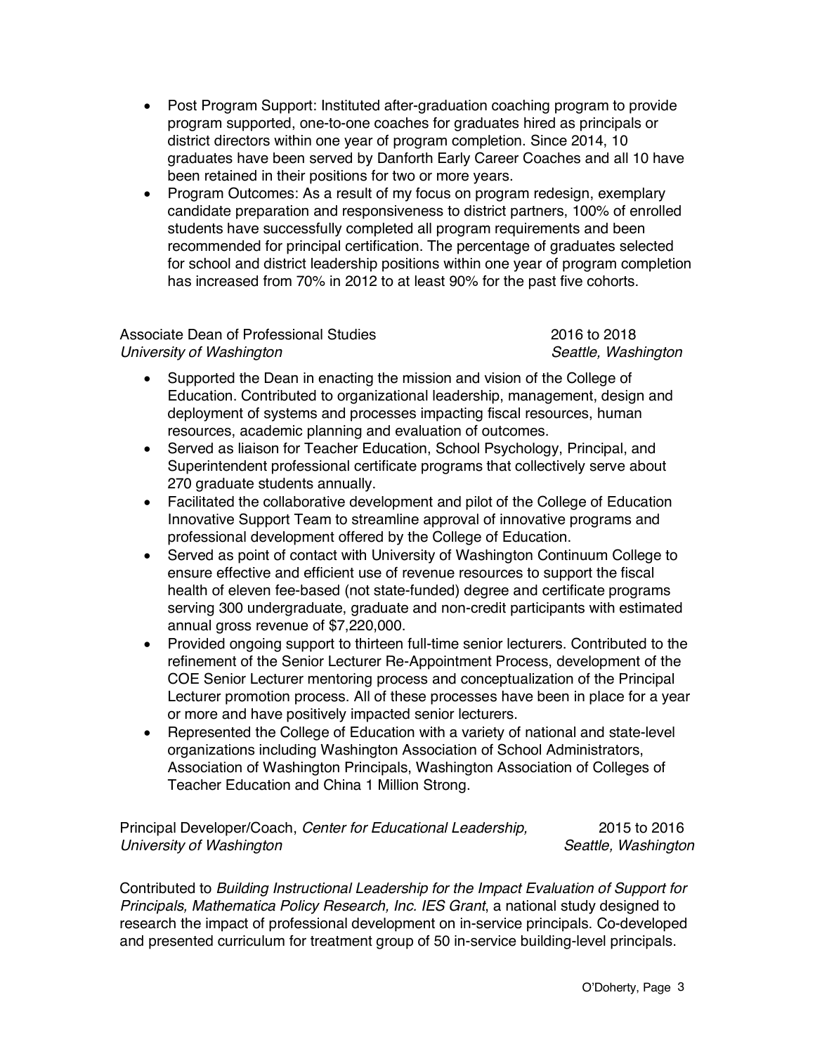- Post Program Support: Instituted after-graduation coaching program to provide program supported, one-to-one coaches for graduates hired as principals or district directors within one year of program completion. Since 2014, 10 graduates have been served by Danforth Early Career Coaches and all 10 have been retained in their positions for two or more years.
- Program Outcomes: As a result of my focus on program redesign, exemplary candidate preparation and responsiveness to district partners, 100% of enrolled students have successfully completed all program requirements and been recommended for principal certification. The percentage of graduates selected for school and district leadership positions within one year of program completion has increased from 70% in 2012 to at least 90% for the past five cohorts.

Associate Dean of Professional Studies — 2016 to 2018
*University of Washington* — *Seattle, Washington*

- Supported the Dean in enacting the mission and vision of the College of Education. Contributed to organizational leadership, management, design and deployment of systems and processes impacting fiscal resources, human resources, academic planning and evaluation of outcomes.
- Served as liaison for Teacher Education, School Psychology, Principal, and Superintendent professional certificate programs that collectively serve about 270 graduate students annually.
- Facilitated the collaborative development and pilot of the College of Education Innovative Support Team to streamline approval of innovative programs and professional development offered by the College of Education.
- Served as point of contact with University of Washington Continuum College to ensure effective and efficient use of revenue resources to support the fiscal health of eleven fee-based (not state-funded) degree and certificate programs serving 300 undergraduate, graduate and non-credit participants with estimated annual gross revenue of $7,220,000.
- Provided ongoing support to thirteen full-time senior lecturers. Contributed to the refinement of the Senior Lecturer Re-Appointment Process, development of the COE Senior Lecturer mentoring process and conceptualization of the Principal Lecturer promotion process. All of these processes have been in place for a year or more and have positively impacted senior lecturers.
- Represented the College of Education with a variety of national and state-level organizations including Washington Association of School Administrators, Association of Washington Principals, Washington Association of Colleges of Teacher Education and China 1 Million Strong.

Principal Developer/Coach, *Center for Educational Leadership,* — 2015 to 2016
*University of Washington* — *Seattle, Washington*

Contributed to *Building Instructional Leadership for the Impact Evaluation of Support for Principals, Mathematica Policy Research, Inc. IES Grant*, a national study designed to research the impact of professional development on in-service principals. Co-developed and presented curriculum for treatment group of 50 in-service building-level principals.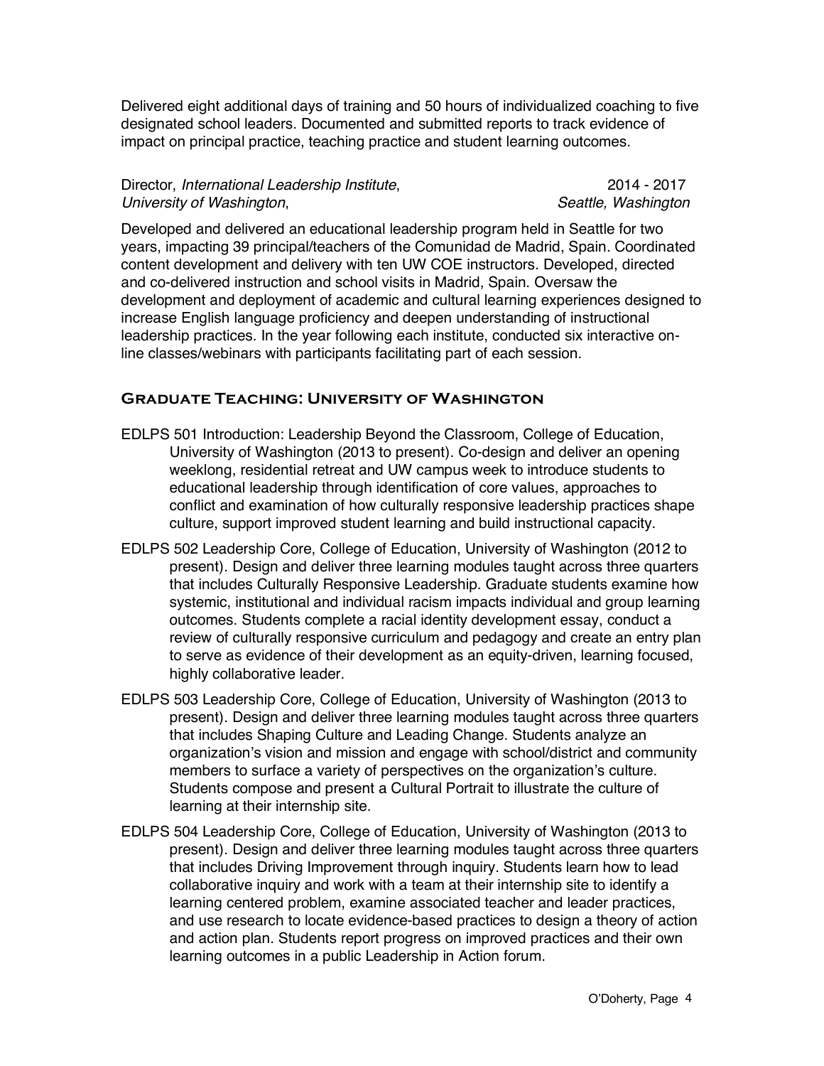Delivered eight additional days of training and 50 hours of individualized coaching to five designated school leaders. Documented and submitted reports to track evidence of impact on principal practice, teaching practice and student learning outcomes.

Director, *International Leadership Institute*, 2014 - 2017
*University of Washington*, *Seattle, Washington*

Developed and delivered an educational leadership program held in Seattle for two years, impacting 39 principal/teachers of the Comunidad de Madrid, Spain. Coordinated content development and delivery with ten UW COE instructors. Developed, directed and co-delivered instruction and school visits in Madrid, Spain. Oversaw the development and deployment of academic and cultural learning experiences designed to increase English language proficiency and deepen understanding of instructional leadership practices. In the year following each institute, conducted six interactive on-line classes/webinars with participants facilitating part of each session.

## Graduate Teaching: University of Washington

EDLPS 501 Introduction: Leadership Beyond the Classroom, College of Education, University of Washington (2013 to present). Co-design and deliver an opening weeklong, residential retreat and UW campus week to introduce students to educational leadership through identification of core values, approaches to conflict and examination of how culturally responsive leadership practices shape culture, support improved student learning and build instructional capacity.

EDLPS 502 Leadership Core, College of Education, University of Washington (2012 to present). Design and deliver three learning modules taught across three quarters that includes Culturally Responsive Leadership. Graduate students examine how systemic, institutional and individual racism impacts individual and group learning outcomes. Students complete a racial identity development essay, conduct a review of culturally responsive curriculum and pedagogy and create an entry plan to serve as evidence of their development as an equity-driven, learning focused, highly collaborative leader.

EDLPS 503 Leadership Core, College of Education, University of Washington (2013 to present). Design and deliver three learning modules taught across three quarters that includes Shaping Culture and Leading Change. Students analyze an organization's vision and mission and engage with school/district and community members to surface a variety of perspectives on the organization's culture. Students compose and present a Cultural Portrait to illustrate the culture of learning at their internship site.

EDLPS 504 Leadership Core, College of Education, University of Washington (2013 to present). Design and deliver three learning modules taught across three quarters that includes Driving Improvement through inquiry. Students learn how to lead collaborative inquiry and work with a team at their internship site to identify a learning centered problem, examine associated teacher and leader practices, and use research to locate evidence-based practices to design a theory of action and action plan. Students report progress on improved practices and their own learning outcomes in a public Leadership in Action forum.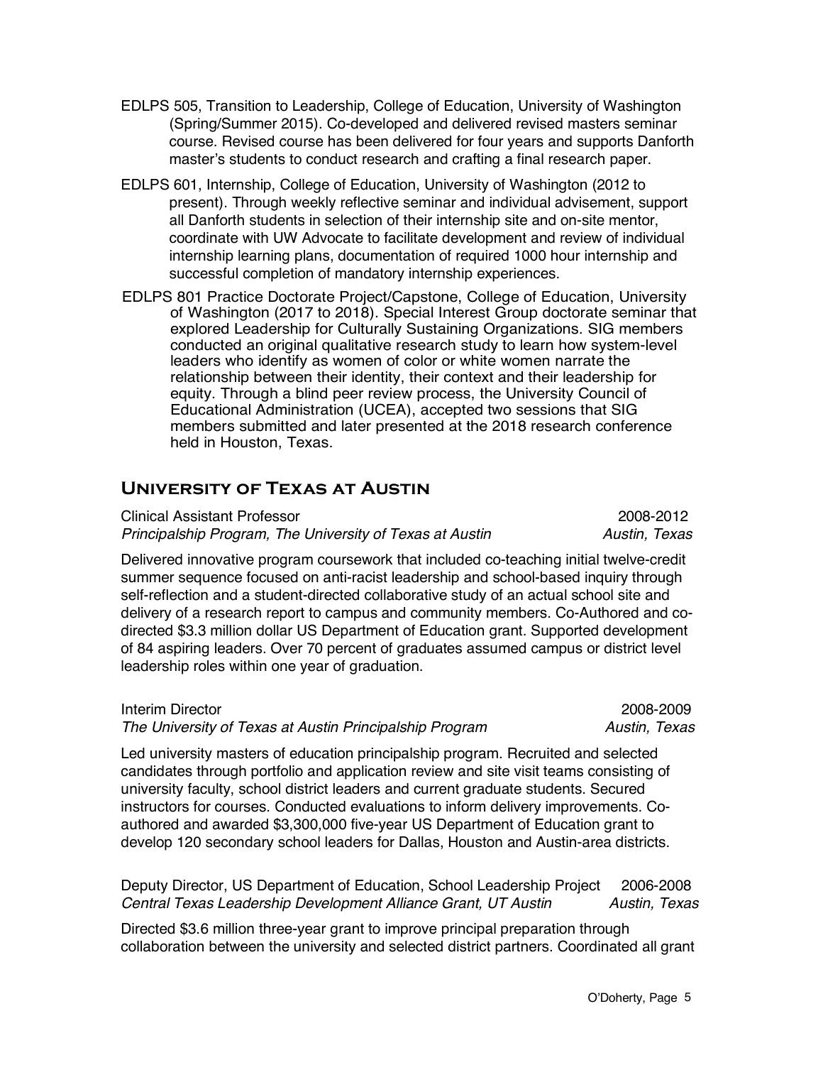EDLPS 505, Transition to Leadership, College of Education, University of Washington (Spring/Summer 2015). Co-developed and delivered revised masters seminar course. Revised course has been delivered for four years and supports Danforth master's students to conduct research and crafting a final research paper.

EDLPS 601, Internship, College of Education, University of Washington (2012 to present). Through weekly reflective seminar and individual advisement, support all Danforth students in selection of their internship site and on-site mentor, coordinate with UW Advocate to facilitate development and review of individual internship learning plans, documentation of required 1000 hour internship and successful completion of mandatory internship experiences.

EDLPS 801 Practice Doctorate Project/Capstone, College of Education, University of Washington (2017 to 2018). Special Interest Group doctorate seminar that explored Leadership for Culturally Sustaining Organizations. SIG members conducted an original qualitative research study to learn how system-level leaders who identify as women of color or white women narrate the relationship between their identity, their context and their leadership for equity. Through a blind peer review process, the University Council of Educational Administration (UCEA), accepted two sessions that SIG members submitted and later presented at the 2018 research conference held in Houston, Texas.

## University of Texas at Austin

Clinical Assistant Professor — 2008-2012
*Principalship Program, The University of Texas at Austin* — *Austin, Texas*

Delivered innovative program coursework that included co-teaching initial twelve-credit summer sequence focused on anti-racist leadership and school-based inquiry through self-reflection and a student-directed collaborative study of an actual school site and delivery of a research report to campus and community members. Co-Authored and co-directed $3.3 million dollar US Department of Education grant. Supported development of 84 aspiring leaders. Over 70 percent of graduates assumed campus or district level leadership roles within one year of graduation.

Interim Director — 2008-2009
*The University of Texas at Austin Principalship Program* — *Austin, Texas*

Led university masters of education principalship program. Recruited and selected candidates through portfolio and application review and site visit teams consisting of university faculty, school district leaders and current graduate students. Secured instructors for courses. Conducted evaluations to inform delivery improvements. Co-authored and awarded $3,300,000 five-year US Department of Education grant to develop 120 secondary school leaders for Dallas, Houston and Austin-area districts.

Deputy Director, US Department of Education, School Leadership Project — 2006-2008
*Central Texas Leadership Development Alliance Grant, UT Austin* — *Austin, Texas*

Directed $3.6 million three-year grant to improve principal preparation through collaboration between the university and selected district partners. Coordinated all grant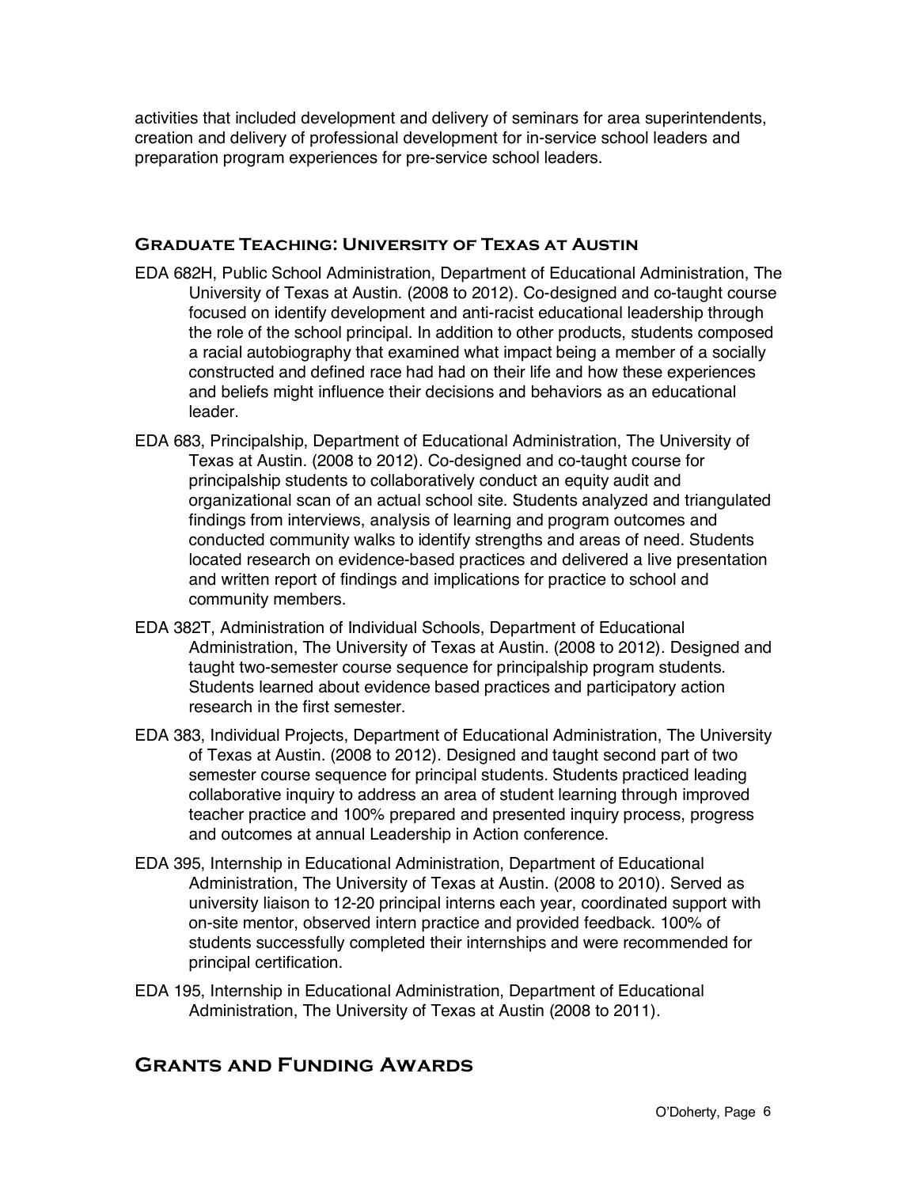activities that included development and delivery of seminars for area superintendents, creation and delivery of professional development for in-service school leaders and preparation program experiences for pre-service school leaders.

### Graduate Teaching: University of Texas at Austin

EDA 682H, Public School Administration, Department of Educational Administration, The University of Texas at Austin. (2008 to 2012). Co-designed and co-taught course focused on identify development and anti-racist educational leadership through the role of the school principal. In addition to other products, students composed a racial autobiography that examined what impact being a member of a socially constructed and defined race had had on their life and how these experiences and beliefs might influence their decisions and behaviors as an educational leader.

EDA 683, Principalship, Department of Educational Administration, The University of Texas at Austin. (2008 to 2012). Co-designed and co-taught course for principalship students to collaboratively conduct an equity audit and organizational scan of an actual school site. Students analyzed and triangulated findings from interviews, analysis of learning and program outcomes and conducted community walks to identify strengths and areas of need. Students located research on evidence-based practices and delivered a live presentation and written report of findings and implications for practice to school and community members.

EDA 382T, Administration of Individual Schools, Department of Educational Administration, The University of Texas at Austin. (2008 to 2012). Designed and taught two-semester course sequence for principalship program students. Students learned about evidence based practices and participatory action research in the first semester.

EDA 383, Individual Projects, Department of Educational Administration, The University of Texas at Austin. (2008 to 2012). Designed and taught second part of two semester course sequence for principal students. Students practiced leading collaborative inquiry to address an area of student learning through improved teacher practice and 100% prepared and presented inquiry process, progress and outcomes at annual Leadership in Action conference.

EDA 395, Internship in Educational Administration, Department of Educational Administration, The University of Texas at Austin. (2008 to 2010). Served as university liaison to 12-20 principal interns each year, coordinated support with on-site mentor, observed intern practice and provided feedback. 100% of students successfully completed their internships and were recommended for principal certification.

EDA 195, Internship in Educational Administration, Department of Educational Administration, The University of Texas at Austin (2008 to 2011).

## Grants and Funding Awards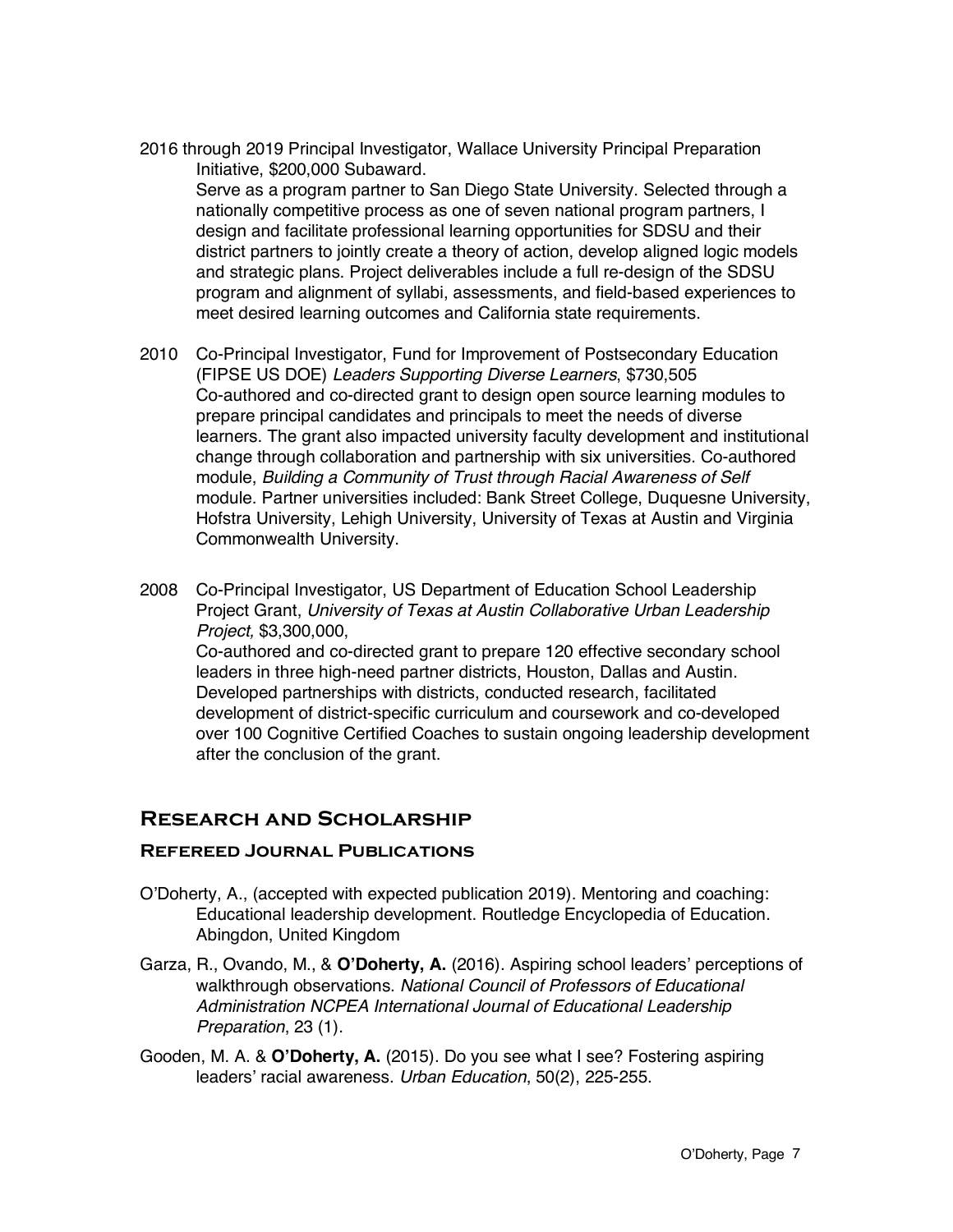2016 through 2019 Principal Investigator, Wallace University Principal Preparation Initiative, $200,000 Subaward.
Serve as a program partner to San Diego State University. Selected through a nationally competitive process as one of seven national program partners, I design and facilitate professional learning opportunities for SDSU and their district partners to jointly create a theory of action, develop aligned logic models and strategic plans. Project deliverables include a full re-design of the SDSU program and alignment of syllabi, assessments, and field-based experiences to meet desired learning outcomes and California state requirements.

2010 Co-Principal Investigator, Fund for Improvement of Postsecondary Education (FIPSE US DOE) *Leaders Supporting Diverse Learners*, $730,505
Co-authored and co-directed grant to design open source learning modules to prepare principal candidates and principals to meet the needs of diverse learners. The grant also impacted university faculty development and institutional change through collaboration and partnership with six universities. Co-authored module, *Building a Community of Trust through Racial Awareness of Self* module. Partner universities included: Bank Street College, Duquesne University, Hofstra University, Lehigh University, University of Texas at Austin and Virginia Commonwealth University.

2008 Co-Principal Investigator, US Department of Education School Leadership Project Grant, *University of Texas at Austin Collaborative Urban Leadership Project,* $3,300,000,
Co-authored and co-directed grant to prepare 120 effective secondary school leaders in three high-need partner districts, Houston, Dallas and Austin. Developed partnerships with districts, conducted research, facilitated development of district-specific curriculum and coursework and co-developed over 100 Cognitive Certified Coaches to sustain ongoing leadership development after the conclusion of the grant.

## Research and Scholarship

### Refereed Journal Publications

O'Doherty, A., (accepted with expected publication 2019). Mentoring and coaching: Educational leadership development. Routledge Encyclopedia of Education. Abingdon, United Kingdom

Garza, R., Ovando, M., & **O'Doherty, A.** (2016). Aspiring school leaders' perceptions of walkthrough observations. *National Council of Professors of Educational Administration NCPEA International Journal of Educational Leadership Preparation*, 23 (1).

Gooden, M. A. & **O'Doherty, A.** (2015). Do you see what I see? Fostering aspiring leaders' racial awareness. *Urban Education*, 50(2), 225-255.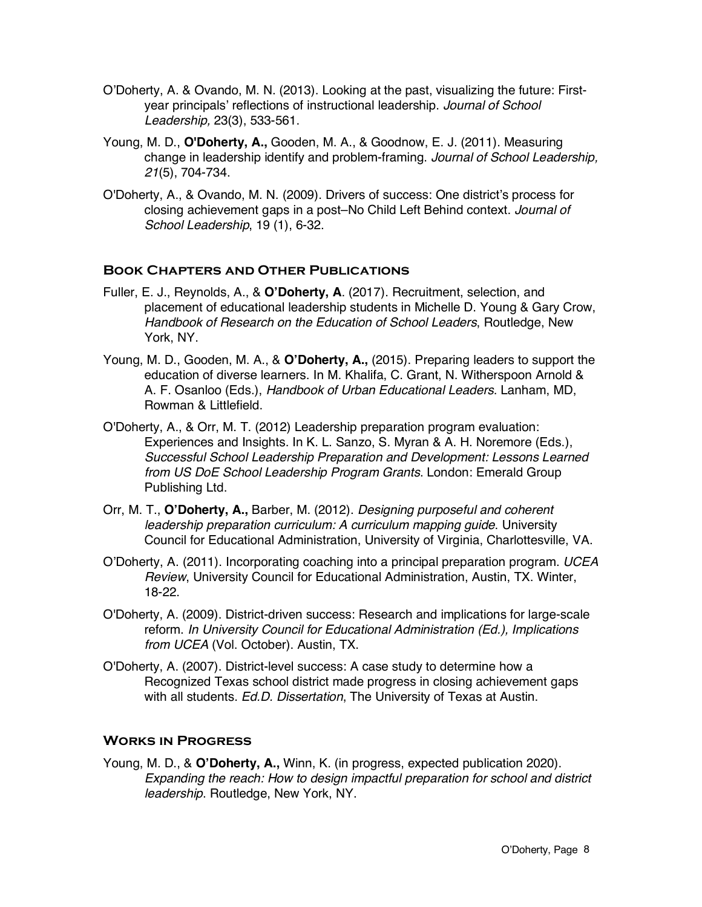O'Doherty, A. & Ovando, M. N. (2013). Looking at the past, visualizing the future: First-year principals' reflections of instructional leadership. *Journal of School Leadership,* 23(3), 533-561.

Young, M. D., **O'Doherty, A.,** Gooden, M. A., & Goodnow, E. J. (2011). Measuring change in leadership identify and problem-framing. *Journal of School Leadership, 21*(5), 704-734.

O'Doherty, A., & Ovando, M. N. (2009). Drivers of success: One district's process for closing achievement gaps in a post–No Child Left Behind context. *Journal of School Leadership*, 19 (1), 6-32.

## Book Chapters and Other Publications

Fuller, E. J., Reynolds, A., & **O'Doherty, A**. (2017). Recruitment, selection, and placement of educational leadership students in Michelle D. Young & Gary Crow, *Handbook of Research on the Education of School Leaders*, Routledge, New York, NY.

Young, M. D., Gooden, M. A., & **O'Doherty, A.,** (2015). Preparing leaders to support the education of diverse learners. In M. Khalifa, C. Grant, N. Witherspoon Arnold & A. F. Osanloo (Eds.), *Handbook of Urban Educational Leaders*. Lanham, MD, Rowman & Littlefield.

O'Doherty, A., & Orr, M. T. (2012) Leadership preparation program evaluation: Experiences and Insights. In K. L. Sanzo, S. Myran & A. H. Noremore (Eds.), *Successful School Leadership Preparation and Development: Lessons Learned from US DoE School Leadership Program Grants*. London: Emerald Group Publishing Ltd.

Orr, M. T., **O'Doherty, A.,** Barber, M. (2012). *Designing purposeful and coherent leadership preparation curriculum: A curriculum mapping guide*. University Council for Educational Administration, University of Virginia, Charlottesville, VA.

O'Doherty, A. (2011). Incorporating coaching into a principal preparation program. *UCEA Review*, University Council for Educational Administration, Austin, TX. Winter, 18-22.

O'Doherty, A. (2009). District-driven success: Research and implications for large-scale reform. *In University Council for Educational Administration (Ed.), Implications from UCEA* (Vol. October). Austin, TX.

O'Doherty, A. (2007). District-level success: A case study to determine how a Recognized Texas school district made progress in closing achievement gaps with all students. *Ed.D. Dissertation*, The University of Texas at Austin.

## Works in Progress

Young, M. D., & **O'Doherty, A.,** Winn, K. (in progress, expected publication 2020). *Expanding the reach: How to design impactful preparation for school and district leadership*. Routledge, New York, NY.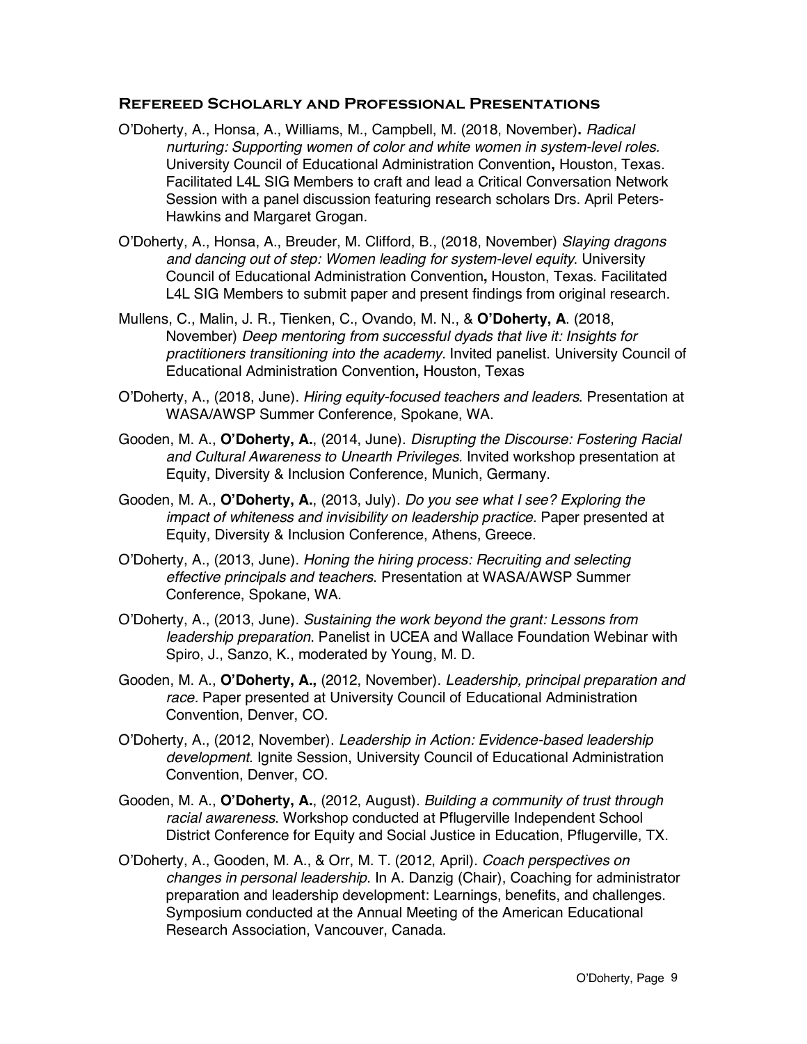### Refereed Scholarly and Professional Presentations

O'Doherty, A., Honsa, A., Williams, M., Campbell, M. (2018, November)**.** *Radical nurturing: Supporting women of color and white women in system-level roles.* University Council of Educational Administration Convention**,** Houston, Texas. Facilitated L4L SIG Members to craft and lead a Critical Conversation Network Session with a panel discussion featuring research scholars Drs. April Peters-Hawkins and Margaret Grogan.

O'Doherty, A., Honsa, A., Breuder, M. Clifford, B., (2018, November) *Slaying dragons and dancing out of step: Women leading for system-level equity*. University Council of Educational Administration Convention**,** Houston, Texas. Facilitated L4L SIG Members to submit paper and present findings from original research.

Mullens, C., Malin, J. R., Tienken, C., Ovando, M. N., & **O'Doherty, A**. (2018, November) *Deep mentoring from successful dyads that live it: Insights for practitioners transitioning into the academy*. Invited panelist. University Council of Educational Administration Convention**,** Houston, Texas

O'Doherty, A., (2018, June). *Hiring equity-focused teachers and leaders*. Presentation at WASA/AWSP Summer Conference, Spokane, WA.

Gooden, M. A., **O'Doherty, A.**, (2014, June). *Disrupting the Discourse: Fostering Racial and Cultural Awareness to Unearth Privileges.* Invited workshop presentation at Equity, Diversity & Inclusion Conference, Munich, Germany.

Gooden, M. A., **O'Doherty, A.**, (2013, July). *Do you see what I see? Exploring the impact of whiteness and invisibility on leadership practice.* Paper presented at Equity, Diversity & Inclusion Conference, Athens, Greece.

O'Doherty, A., (2013, June). *Honing the hiring process: Recruiting and selecting effective principals and teachers*. Presentation at WASA/AWSP Summer Conference, Spokane, WA.

O'Doherty, A., (2013, June). *Sustaining the work beyond the grant: Lessons from leadership preparation*. Panelist in UCEA and Wallace Foundation Webinar with Spiro, J., Sanzo, K., moderated by Young, M. D.

Gooden, M. A., **O'Doherty, A.,** (2012, November). *Leadership, principal preparation and race.* Paper presented at University Council of Educational Administration Convention, Denver, CO.

O'Doherty, A., (2012, November). *Leadership in Action: Evidence-based leadership development*. Ignite Session, University Council of Educational Administration Convention, Denver, CO.

Gooden, M. A., **O'Doherty, A.**, (2012, August). *Building a community of trust through racial awareness*. Workshop conducted at Pflugerville Independent School District Conference for Equity and Social Justice in Education, Pflugerville, TX.

O'Doherty, A., Gooden, M. A., & Orr, M. T. (2012, April). *Coach perspectives on changes in personal leadership.* In A. Danzig (Chair), Coaching for administrator preparation and leadership development: Learnings, benefits, and challenges. Symposium conducted at the Annual Meeting of the American Educational Research Association, Vancouver, Canada.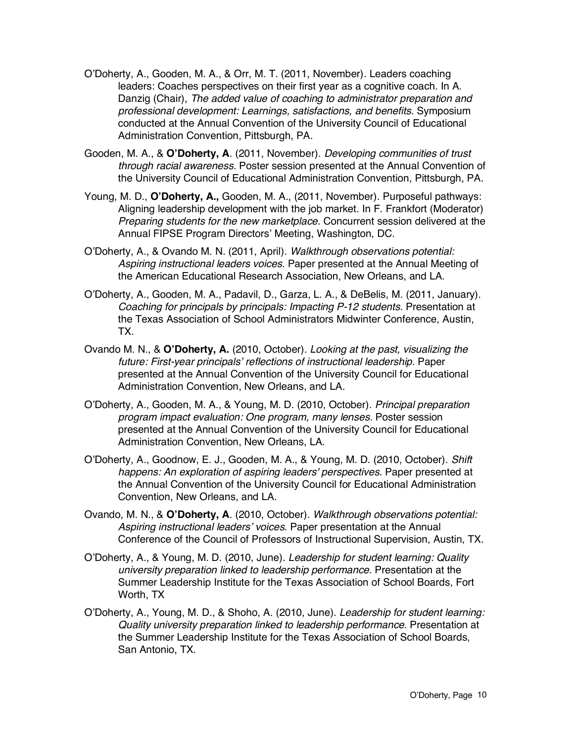O'Doherty, A., Gooden, M. A., & Orr, M. T. (2011, November). Leaders coaching leaders: Coaches perspectives on their first year as a cognitive coach. In A. Danzig (Chair), *The added value of coaching to administrator preparation and professional development: Learnings, satisfactions, and benefits*. Symposium conducted at the Annual Convention of the University Council of Educational Administration Convention, Pittsburgh, PA.

Gooden, M. A., & **O'Doherty, A**. (2011, November). *Developing communities of trust through racial awareness*. Poster session presented at the Annual Convention of the University Council of Educational Administration Convention, Pittsburgh, PA.

Young, M. D., **O'Doherty, A.,** Gooden, M. A., (2011, November). Purposeful pathways: Aligning leadership development with the job market. In F. Frankfort (Moderator) *Preparing students for the new marketplace.* Concurrent session delivered at the Annual FIPSE Program Directors' Meeting, Washington, DC.

O'Doherty, A., & Ovando M. N. (2011, April). *Walkthrough observations potential: Aspiring instructional leaders voices*. Paper presented at the Annual Meeting of the American Educational Research Association, New Orleans, and LA.

O'Doherty, A., Gooden, M. A., Padavil, D., Garza, L. A., & DeBelis, M. (2011, January). *Coaching for principals by principals: Impacting P-12 students*. Presentation at the Texas Association of School Administrators Midwinter Conference, Austin, TX.

Ovando M. N., & **O'Doherty, A.** (2010, October). *Looking at the past, visualizing the future: First-year principals' reflections of instructional leadership.* Paper presented at the Annual Convention of the University Council for Educational Administration Convention, New Orleans, and LA.

O'Doherty, A., Gooden, M. A., & Young, M. D. (2010, October). *Principal preparation program impact evaluation: One program, many lenses.* Poster session presented at the Annual Convention of the University Council for Educational Administration Convention, New Orleans, LA.

O'Doherty, A., Goodnow, E. J., Gooden, M. A., & Young, M. D. (2010, October). *Shift happens: An exploration of aspiring leaders' perspectives.* Paper presented at the Annual Convention of the University Council for Educational Administration Convention, New Orleans, and LA.

Ovando, M. N., & **O'Doherty, A**. (2010, October). *Walkthrough observations potential: Aspiring instructional leaders' voices*. Paper presentation at the Annual Conference of the Council of Professors of Instructional Supervision, Austin, TX.

O'Doherty, A., & Young, M. D. (2010, June). *Leadership for student learning: Quality university preparation linked to leadership performance*. Presentation at the Summer Leadership Institute for the Texas Association of School Boards, Fort Worth, TX

O'Doherty, A., Young, M. D., & Shoho, A. (2010, June). *Leadership for student learning: Quality university preparation linked to leadership performance*. Presentation at the Summer Leadership Institute for the Texas Association of School Boards, San Antonio, TX.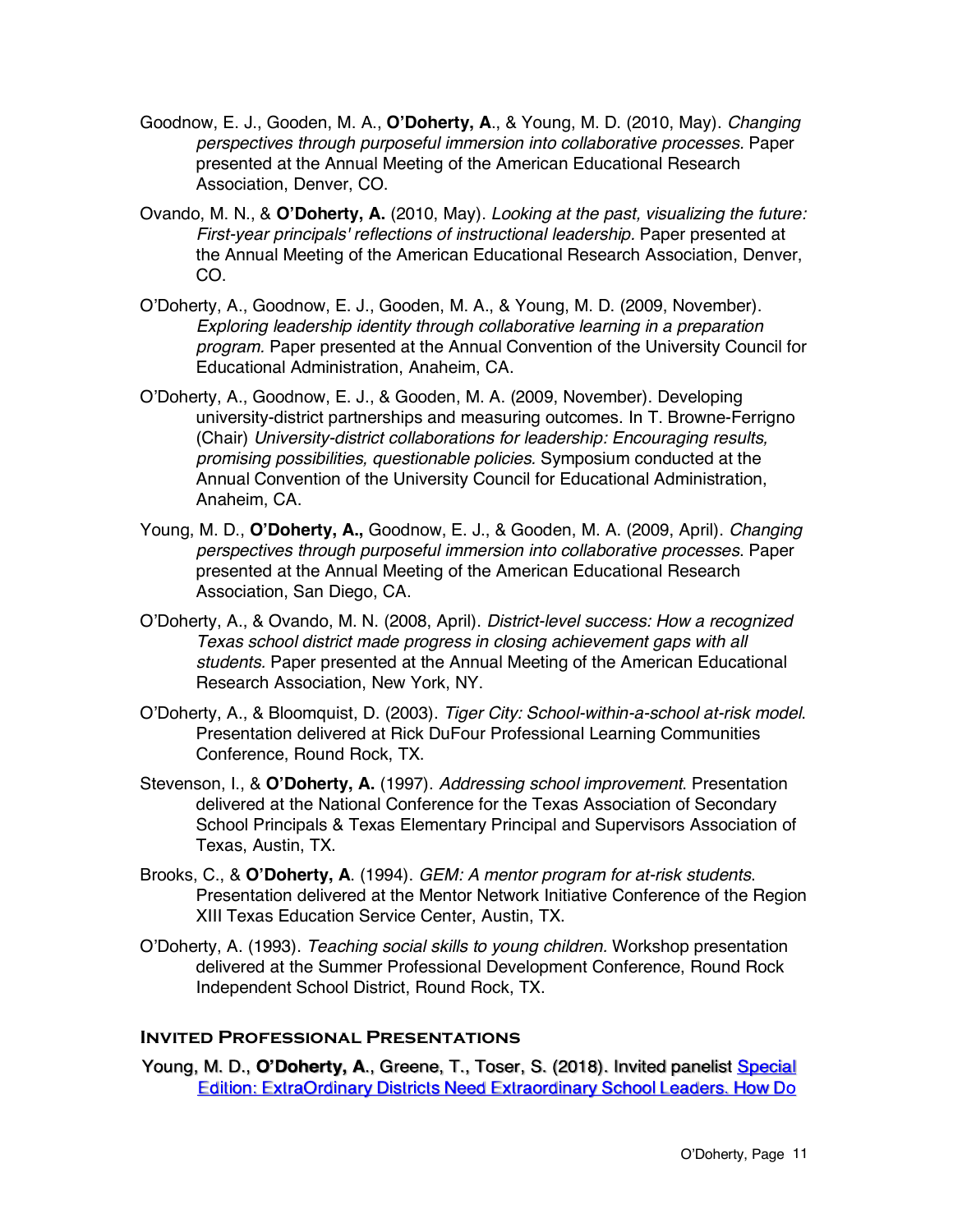Goodnow, E. J., Gooden, M. A., **O'Doherty, A**., & Young, M. D. (2010, May). *Changing perspectives through purposeful immersion into collaborative processes.* Paper presented at the Annual Meeting of the American Educational Research Association, Denver, CO.

Ovando, M. N., & **O'Doherty, A.** (2010, May). *Looking at the past, visualizing the future: First-year principals' reflections of instructional leadership.* Paper presented at the Annual Meeting of the American Educational Research Association, Denver, CO.

O'Doherty, A., Goodnow, E. J., Gooden, M. A., & Young, M. D. (2009, November). *Exploring leadership identity through collaborative learning in a preparation program.* Paper presented at the Annual Convention of the University Council for Educational Administration, Anaheim, CA.

O'Doherty, A., Goodnow, E. J., & Gooden, M. A. (2009, November). Developing university-district partnerships and measuring outcomes. In T. Browne-Ferrigno (Chair) *University-district collaborations for leadership: Encouraging results, promising possibilities, questionable policies*. Symposium conducted at the Annual Convention of the University Council for Educational Administration, Anaheim, CA.

Young, M. D., **O'Doherty, A.,** Goodnow, E. J., & Gooden, M. A. (2009, April). *Changing perspectives through purposeful immersion into collaborative processes*. Paper presented at the Annual Meeting of the American Educational Research Association, San Diego, CA.

O'Doherty, A., & Ovando, M. N. (2008, April). *District-level success: How a recognized Texas school district made progress in closing achievement gaps with all students.* Paper presented at the Annual Meeting of the American Educational Research Association, New York, NY.

O'Doherty, A., & Bloomquist, D. (2003). *Tiger City: School-within-a-school at-risk model*. Presentation delivered at Rick DuFour Professional Learning Communities Conference, Round Rock, TX.

Stevenson, I., & **O'Doherty, A.** (1997). *Addressing school improvement*. Presentation delivered at the National Conference for the Texas Association of Secondary School Principals & Texas Elementary Principal and Supervisors Association of Texas, Austin, TX.

Brooks, C., & **O'Doherty, A**. (1994). *GEM: A mentor program for at-risk students*. Presentation delivered at the Mentor Network Initiative Conference of the Region XIII Texas Education Service Center, Austin, TX.

O'Doherty, A. (1993). *Teaching social skills to young children.* Workshop presentation delivered at the Summer Professional Development Conference, Round Rock Independent School District, Round Rock, TX.

## Invited Professional Presentations

Young, M. D., **O'Doherty, A**., Greene, T., Toser, S. (2018). Invited panelist Special Edition: ExtraOrdinary Districts Need Extraordinary School Leaders. How Do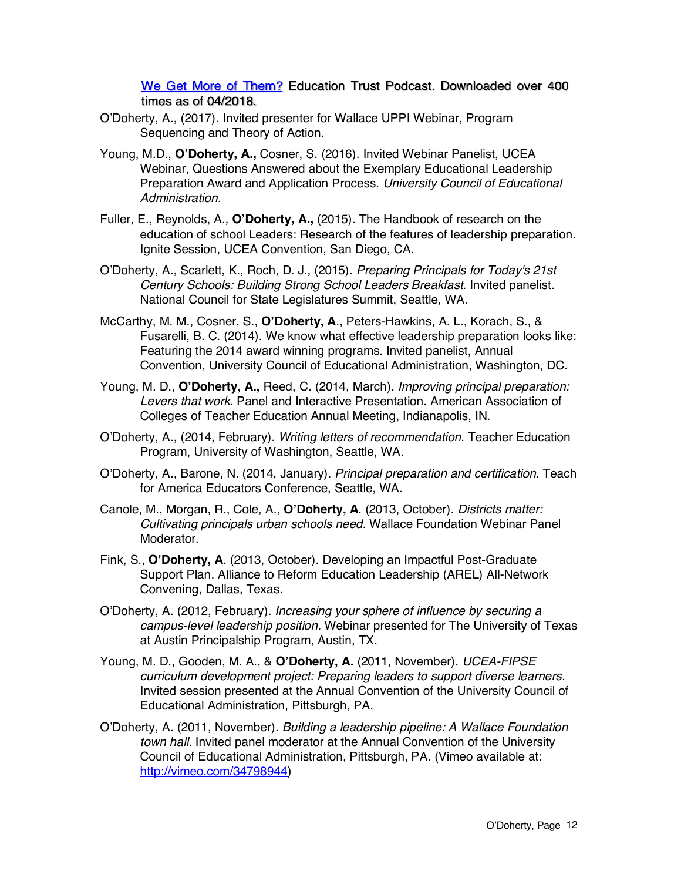[We Get More of Them?](#) Education Trust Podcast. Downloaded over 400 times as of 04/2018.

O'Doherty, A., (2017). Invited presenter for Wallace UPPI Webinar, Program Sequencing and Theory of Action.

Young, M.D., **O'Doherty, A.,** Cosner, S. (2016). Invited Webinar Panelist, UCEA Webinar, Questions Answered about the Exemplary Educational Leadership Preparation Award and Application Process. *University Council of Educational Administration.*

Fuller, E., Reynolds, A., **O'Doherty, A.,** (2015). The Handbook of research on the education of school Leaders: Research of the features of leadership preparation. Ignite Session, UCEA Convention, San Diego, CA.

O'Doherty, A., Scarlett, K., Roch, D. J., (2015). *Preparing Principals for Today's 21st Century Schools: Building Strong School Leaders Breakfast*. Invited panelist. National Council for State Legislatures Summit, Seattle, WA.

McCarthy, M. M., Cosner, S., **O'Doherty, A**., Peters-Hawkins, A. L., Korach, S., & Fusarelli, B. C. (2014). We know what effective leadership preparation looks like: Featuring the 2014 award winning programs. Invited panelist, Annual Convention, University Council of Educational Administration, Washington, DC.

Young, M. D., **O'Doherty, A.,** Reed, C. (2014, March). *Improving principal preparation: Levers that work*. Panel and Interactive Presentation. American Association of Colleges of Teacher Education Annual Meeting, Indianapolis, IN.

O'Doherty, A., (2014, February). *Writing letters of recommendation*. Teacher Education Program, University of Washington, Seattle, WA.

O'Doherty, A., Barone, N. (2014, January). *Principal preparation and certification*. Teach for America Educators Conference, Seattle, WA.

Canole, M., Morgan, R., Cole, A., **O'Doherty, A**. (2013, October). *Districts matter: Cultivating principals urban schools need.* Wallace Foundation Webinar Panel Moderator.

Fink, S., **O'Doherty, A**. (2013, October). Developing an Impactful Post-Graduate Support Plan. Alliance to Reform Education Leadership (AREL) All-Network Convening, Dallas, Texas.

O'Doherty, A. (2012, February). *Increasing your sphere of influence by securing a campus-level leadership position.* Webinar presented for The University of Texas at Austin Principalship Program, Austin, TX.

Young, M. D., Gooden, M. A., & **O'Doherty, A.** (2011, November). *UCEA-FIPSE curriculum development project: Preparing leaders to support diverse learners.* Invited session presented at the Annual Convention of the University Council of Educational Administration, Pittsburgh, PA.

O'Doherty, A. (2011, November). *Building a leadership pipeline: A Wallace Foundation town hall*. Invited panel moderator at the Annual Convention of the University Council of Educational Administration, Pittsburgh, PA. (Vimeo available at: [http://vimeo.com/34798944](http://vimeo.com/34798944))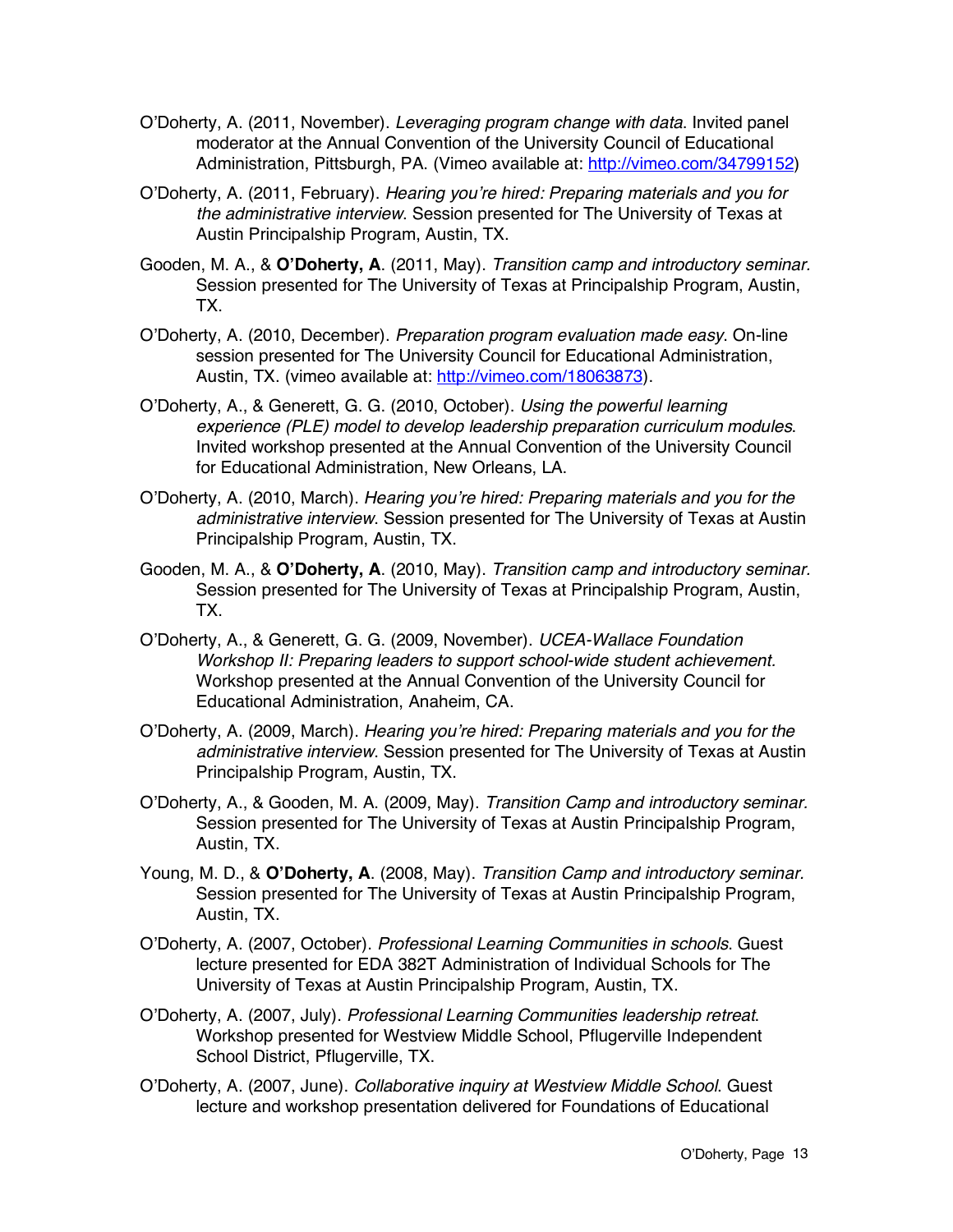O'Doherty, A. (2011, November). *Leveraging program change with data*. Invited panel moderator at the Annual Convention of the University Council of Educational Administration, Pittsburgh, PA. (Vimeo available at: [http://vimeo.com/34799152](http://vimeo.com/34799152))

O'Doherty, A. (2011, February). *Hearing you're hired: Preparing materials and you for the administrative interview*. Session presented for The University of Texas at Austin Principalship Program, Austin, TX.

Gooden, M. A., & **O'Doherty, A**. (2011, May). *Transition camp and introductory seminar.* Session presented for The University of Texas at Principalship Program, Austin, TX.

O'Doherty, A. (2010, December). *Preparation program evaluation made easy*. On-line session presented for The University Council for Educational Administration, Austin, TX. (vimeo available at: [http://vimeo.com/18063873](http://vimeo.com/18063873)).

O'Doherty, A., & Generett, G. G. (2010, October). *Using the powerful learning experience (PLE) model to develop leadership preparation curriculum modules*. Invited workshop presented at the Annual Convention of the University Council for Educational Administration, New Orleans, LA.

O'Doherty, A. (2010, March). *Hearing you're hired: Preparing materials and you for the administrative interview*. Session presented for The University of Texas at Austin Principalship Program, Austin, TX.

Gooden, M. A., & **O'Doherty, A**. (2010, May). *Transition camp and introductory seminar.* Session presented for The University of Texas at Principalship Program, Austin, TX.

O'Doherty, A., & Generett, G. G. (2009, November). *UCEA-Wallace Foundation Workshop II: Preparing leaders to support school-wide student achievement.* Workshop presented at the Annual Convention of the University Council for Educational Administration, Anaheim, CA.

O'Doherty, A. (2009, March). *Hearing you're hired: Preparing materials and you for the administrative interview*. Session presented for The University of Texas at Austin Principalship Program, Austin, TX.

O'Doherty, A., & Gooden, M. A. (2009, May). *Transition Camp and introductory seminar.* Session presented for The University of Texas at Austin Principalship Program, Austin, TX.

Young, M. D., & **O'Doherty, A**. (2008, May). *Transition Camp and introductory seminar.* Session presented for The University of Texas at Austin Principalship Program, Austin, TX.

O'Doherty, A. (2007, October). *Professional Learning Communities in schools*. Guest lecture presented for EDA 382T Administration of Individual Schools for The University of Texas at Austin Principalship Program, Austin, TX.

O'Doherty, A. (2007, July). *Professional Learning Communities leadership retreat*. Workshop presented for Westview Middle School, Pflugerville Independent School District, Pflugerville, TX.

O'Doherty, A. (2007, June). *Collaborative inquiry at Westview Middle School*. Guest lecture and workshop presentation delivered for Foundations of Educational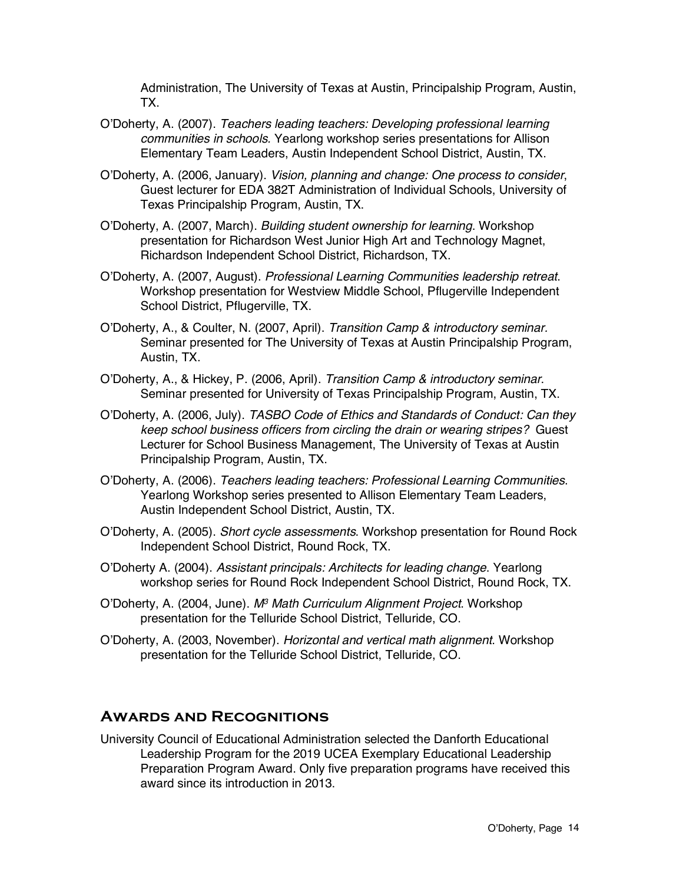Administration, The University of Texas at Austin, Principalship Program, Austin, TX.

O'Doherty, A. (2007). *Teachers leading teachers: Developing professional learning communities in schools*. Yearlong workshop series presentations for Allison Elementary Team Leaders, Austin Independent School District, Austin, TX.

O'Doherty, A. (2006, January). *Vision, planning and change: One process to consider*, Guest lecturer for EDA 382T Administration of Individual Schools, University of Texas Principalship Program, Austin, TX.

O'Doherty, A. (2007, March). *Building student ownership for learning*. Workshop presentation for Richardson West Junior High Art and Technology Magnet, Richardson Independent School District, Richardson, TX.

O'Doherty, A. (2007, August). *Professional Learning Communities leadership retreat*. Workshop presentation for Westview Middle School, Pflugerville Independent School District, Pflugerville, TX.

O'Doherty, A., & Coulter, N. (2007, April). *Transition Camp & introductory seminar.* Seminar presented for The University of Texas at Austin Principalship Program, Austin, TX.

O'Doherty, A., & Hickey, P. (2006, April). *Transition Camp & introductory seminar*. Seminar presented for University of Texas Principalship Program, Austin, TX.

O'Doherty, A. (2006, July). *TASBO Code of Ethics and Standards of Conduct: Can they keep school business officers from circling the drain or wearing stripes?* Guest Lecturer for School Business Management, The University of Texas at Austin Principalship Program, Austin, TX.

O'Doherty, A. (2006). *Teachers leading teachers: Professional Learning Communities*. Yearlong Workshop series presented to Allison Elementary Team Leaders, Austin Independent School District, Austin, TX.

O'Doherty, A. (2005). *Short cycle assessments*. Workshop presentation for Round Rock Independent School District, Round Rock, TX.

O'Doherty A. (2004). *Assistant principals: Architects for leading change*. Yearlong workshop series for Round Rock Independent School District, Round Rock, TX.

O'Doherty, A. (2004, June). *$M^3$ Math Curriculum Alignment Project*. Workshop presentation for the Telluride School District, Telluride, CO.

O'Doherty, A. (2003, November). *Horizontal and vertical math alignment*. Workshop presentation for the Telluride School District, Telluride, CO.

## Awards and Recognitions

University Council of Educational Administration selected the Danforth Educational Leadership Program for the 2019 UCEA Exemplary Educational Leadership Preparation Program Award. Only five preparation programs have received this award since its introduction in 2013.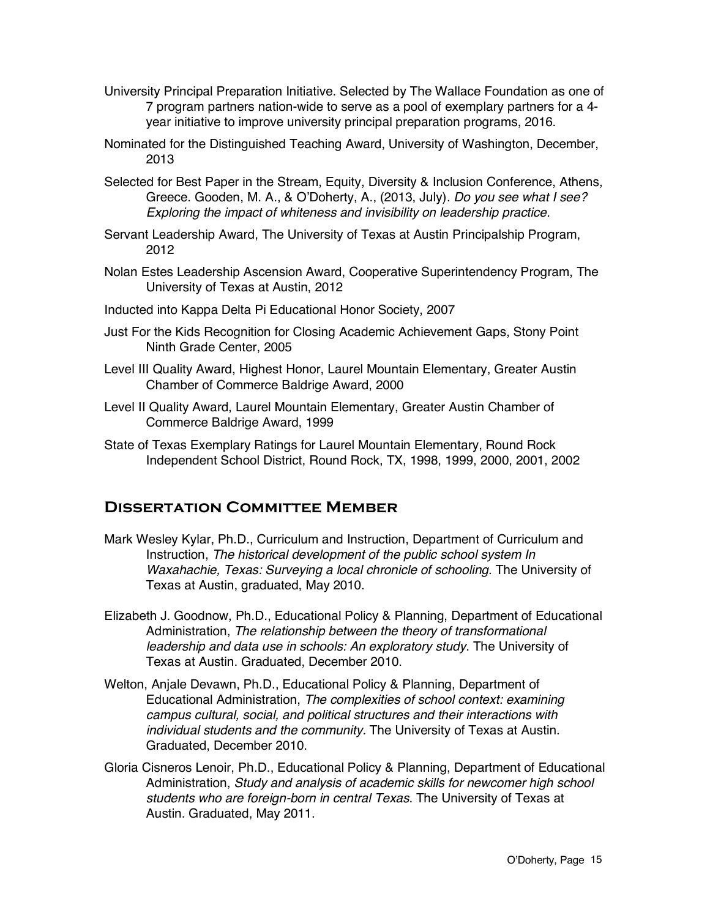University Principal Preparation Initiative. Selected by The Wallace Foundation as one of 7 program partners nation-wide to serve as a pool of exemplary partners for a 4-year initiative to improve university principal preparation programs, 2016.

Nominated for the Distinguished Teaching Award, University of Washington, December, 2013

Selected for Best Paper in the Stream, Equity, Diversity & Inclusion Conference, Athens, Greece. Gooden, M. A., & O'Doherty, A., (2013, July). *Do you see what I see? Exploring the impact of whiteness and invisibility on leadership practice.*

Servant Leadership Award, The University of Texas at Austin Principalship Program, 2012

Nolan Estes Leadership Ascension Award, Cooperative Superintendency Program, The University of Texas at Austin, 2012

Inducted into Kappa Delta Pi Educational Honor Society, 2007

Just For the Kids Recognition for Closing Academic Achievement Gaps, Stony Point Ninth Grade Center, 2005

Level III Quality Award, Highest Honor, Laurel Mountain Elementary, Greater Austin Chamber of Commerce Baldrige Award, 2000

Level II Quality Award, Laurel Mountain Elementary, Greater Austin Chamber of Commerce Baldrige Award, 1999

State of Texas Exemplary Ratings for Laurel Mountain Elementary, Round Rock Independent School District, Round Rock, TX, 1998, 1999, 2000, 2001, 2002

## Dissertation Committee Member

Mark Wesley Kylar, Ph.D., Curriculum and Instruction, Department of Curriculum and Instruction, *The historical development of the public school system In Waxahachie, Texas: Surveying a local chronicle of schooling*. The University of Texas at Austin, graduated, May 2010.

Elizabeth J. Goodnow, Ph.D., Educational Policy & Planning, Department of Educational Administration, *The relationship between the theory of transformational leadership and data use in schools: An exploratory study*. The University of Texas at Austin. Graduated, December 2010.

Welton, Anjale Devawn, Ph.D., Educational Policy & Planning, Department of Educational Administration, *The complexities of school context: examining campus cultural, social, and political structures and their interactions with individual students and the community.* The University of Texas at Austin. Graduated, December 2010.

Gloria Cisneros Lenoir, Ph.D., Educational Policy & Planning, Department of Educational Administration, *Study and analysis of academic skills for newcomer high school students who are foreign-born in central Texas*. The University of Texas at Austin. Graduated, May 2011.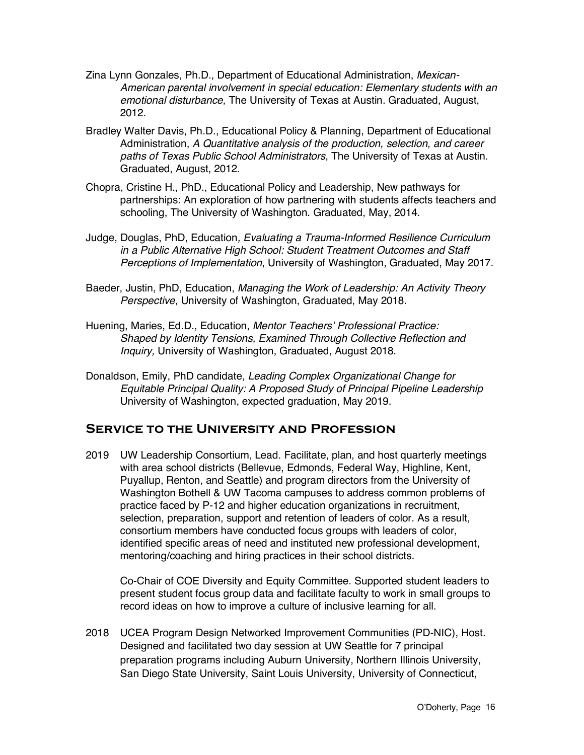Zina Lynn Gonzales, Ph.D., Department of Educational Administration, *Mexican-American parental involvement in special education: Elementary students with an emotional disturbance,* The University of Texas at Austin. Graduated, August, 2012.

Bradley Walter Davis, Ph.D., Educational Policy & Planning, Department of Educational Administration, *A Quantitative analysis of the production, selection, and career paths of Texas Public School Administrators*, The University of Texas at Austin. Graduated, August, 2012.

Chopra, Cristine H., PhD., Educational Policy and Leadership, New pathways for partnerships: An exploration of how partnering with students affects teachers and schooling, The University of Washington. Graduated, May, 2014.

Judge, Douglas, PhD, Education*, Evaluating a Trauma-Informed Resilience Curriculum in a Public Alternative High School: Student Treatment Outcomes and Staff Perceptions of Implementation*, University of Washington, Graduated, May 2017.

Baeder, Justin, PhD, Education, *Managing the Work of Leadership: An Activity Theory Perspective*, University of Washington, Graduated, May 2018.

Huening, Maries, Ed.D., Education, *Mentor Teachers' Professional Practice: Shaped by Identity Tensions, Examined Through Collective Reflection and Inquiry,* University of Washington, Graduated, August 2018.

Donaldson, Emily, PhD candidate, *Leading Complex Organizational Change for Equitable Principal Quality: A Proposed Study of Principal Pipeline Leadership* University of Washington, expected graduation, May 2019.

## Service to the University and Profession

2019 UW Leadership Consortium, Lead. Facilitate, plan, and host quarterly meetings with area school districts (Bellevue, Edmonds, Federal Way, Highline, Kent, Puyallup, Renton, and Seattle) and program directors from the University of Washington Bothell & UW Tacoma campuses to address common problems of practice faced by P-12 and higher education organizations in recruitment, selection, preparation, support and retention of leaders of color. As a result, consortium members have conducted focus groups with leaders of color, identified specific areas of need and instituted new professional development, mentoring/coaching and hiring practices in their school districts.

Co-Chair of COE Diversity and Equity Committee. Supported student leaders to present student focus group data and facilitate faculty to work in small groups to record ideas on how to improve a culture of inclusive learning for all.

2018 UCEA Program Design Networked Improvement Communities (PD-NIC), Host. Designed and facilitated two day session at UW Seattle for 7 principal preparation programs including Auburn University, Northern Illinois University, San Diego State University, Saint Louis University, University of Connecticut,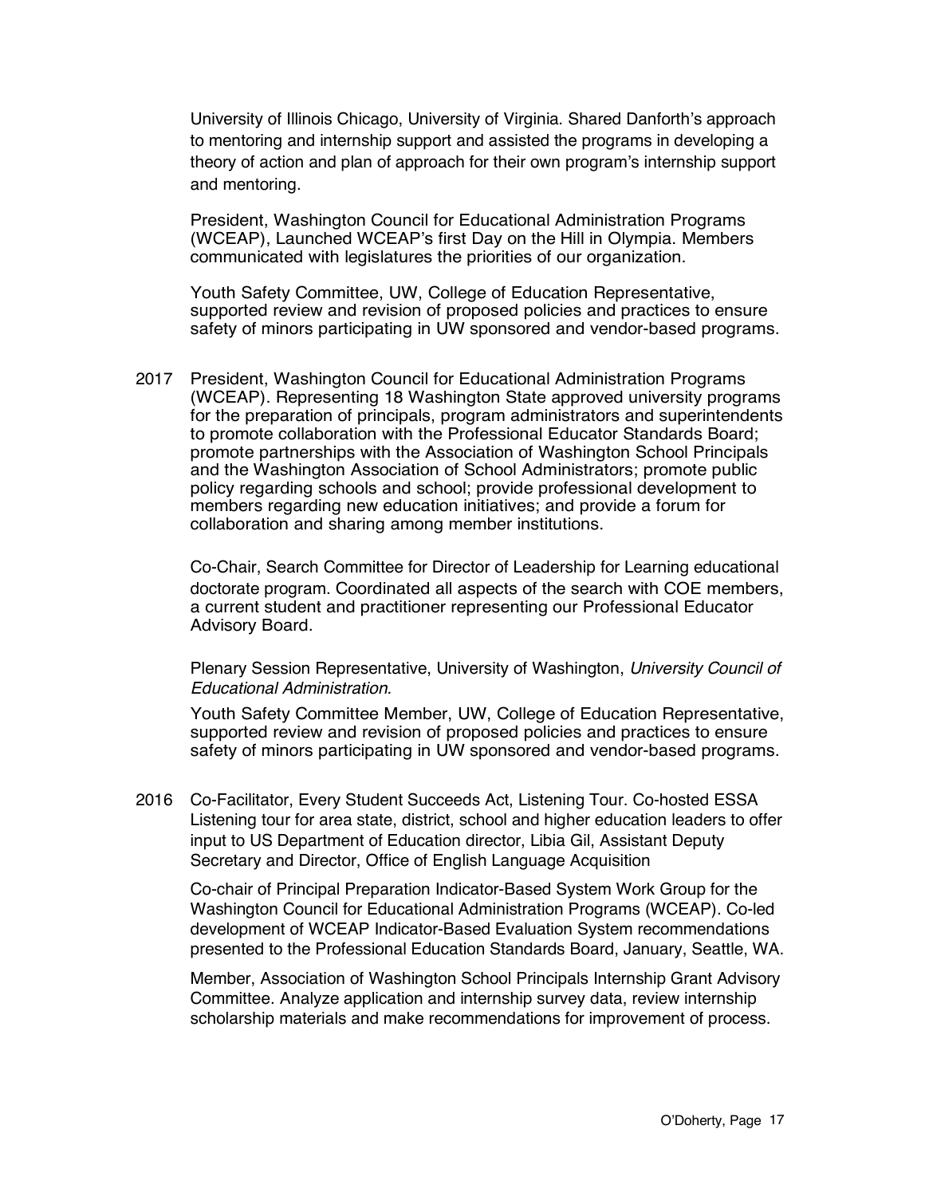University of Illinois Chicago, University of Virginia. Shared Danforth's approach to mentoring and internship support and assisted the programs in developing a theory of action and plan of approach for their own program's internship support and mentoring.

President, Washington Council for Educational Administration Programs (WCEAP), Launched WCEAP's first Day on the Hill in Olympia. Members communicated with legislatures the priorities of our organization.

Youth Safety Committee, UW, College of Education Representative, supported review and revision of proposed policies and practices to ensure safety of minors participating in UW sponsored and vendor-based programs.

2017 President, Washington Council for Educational Administration Programs (WCEAP). Representing 18 Washington State approved university programs for the preparation of principals, program administrators and superintendents to promote collaboration with the Professional Educator Standards Board; promote partnerships with the Association of Washington School Principals and the Washington Association of School Administrators; promote public policy regarding schools and school; provide professional development to members regarding new education initiatives; and provide a forum for collaboration and sharing among member institutions.

Co-Chair, Search Committee for Director of Leadership for Learning educational doctorate program. Coordinated all aspects of the search with COE members, a current student and practitioner representing our Professional Educator Advisory Board.

Plenary Session Representative, University of Washington, *University Council of Educational Administration.*

Youth Safety Committee Member, UW, College of Education Representative, supported review and revision of proposed policies and practices to ensure safety of minors participating in UW sponsored and vendor-based programs.

2016 Co-Facilitator, Every Student Succeeds Act, Listening Tour. Co-hosted ESSA Listening tour for area state, district, school and higher education leaders to offer input to US Department of Education director, Libia Gil, Assistant Deputy Secretary and Director, Office of English Language Acquisition

Co-chair of Principal Preparation Indicator-Based System Work Group for the Washington Council for Educational Administration Programs (WCEAP). Co-led development of WCEAP Indicator-Based Evaluation System recommendations presented to the Professional Education Standards Board, January, Seattle, WA.

Member, Association of Washington School Principals Internship Grant Advisory Committee. Analyze application and internship survey data, review internship scholarship materials and make recommendations for improvement of process.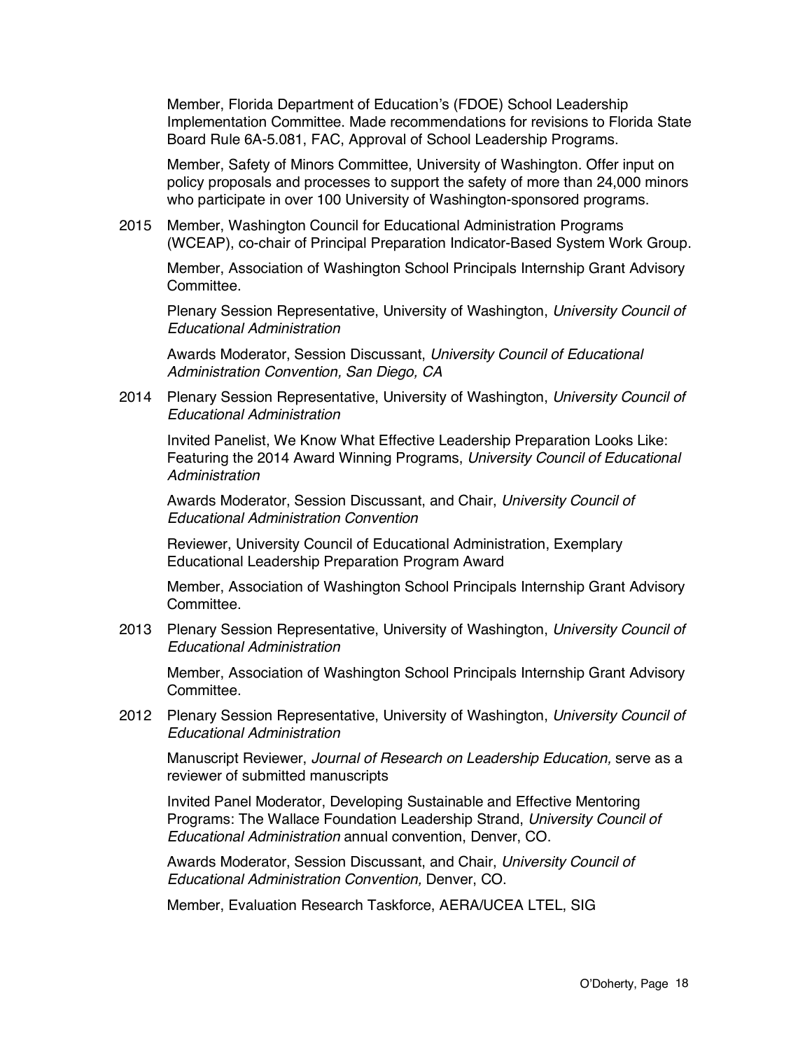Member, Florida Department of Education's (FDOE) School Leadership Implementation Committee. Made recommendations for revisions to Florida State Board Rule 6A-5.081, FAC, Approval of School Leadership Programs.

Member, Safety of Minors Committee, University of Washington. Offer input on policy proposals and processes to support the safety of more than 24,000 minors who participate in over 100 University of Washington-sponsored programs.

2015 Member, Washington Council for Educational Administration Programs (WCEAP), co-chair of Principal Preparation Indicator-Based System Work Group.

Member, Association of Washington School Principals Internship Grant Advisory Committee.

Plenary Session Representative, University of Washington, *University Council of Educational Administration*

Awards Moderator, Session Discussant, *University Council of Educational Administration Convention, San Diego, CA*

2014 Plenary Session Representative, University of Washington, *University Council of Educational Administration*

Invited Panelist, We Know What Effective Leadership Preparation Looks Like: Featuring the 2014 Award Winning Programs, *University Council of Educational Administration*

Awards Moderator, Session Discussant, and Chair, *University Council of Educational Administration Convention*

Reviewer, University Council of Educational Administration, Exemplary Educational Leadership Preparation Program Award

Member, Association of Washington School Principals Internship Grant Advisory Committee.

2013 Plenary Session Representative, University of Washington, *University Council of Educational Administration*

Member, Association of Washington School Principals Internship Grant Advisory Committee.

2012 Plenary Session Representative, University of Washington, *University Council of Educational Administration*

Manuscript Reviewer, *Journal of Research on Leadership Education,* serve as a reviewer of submitted manuscripts

Invited Panel Moderator, Developing Sustainable and Effective Mentoring Programs: The Wallace Foundation Leadership Strand, *University Council of Educational Administration* annual convention, Denver, CO.

Awards Moderator, Session Discussant, and Chair, *University Council of Educational Administration Convention,* Denver, CO.

Member, Evaluation Research Taskforce, AERA/UCEA LTEL, SIG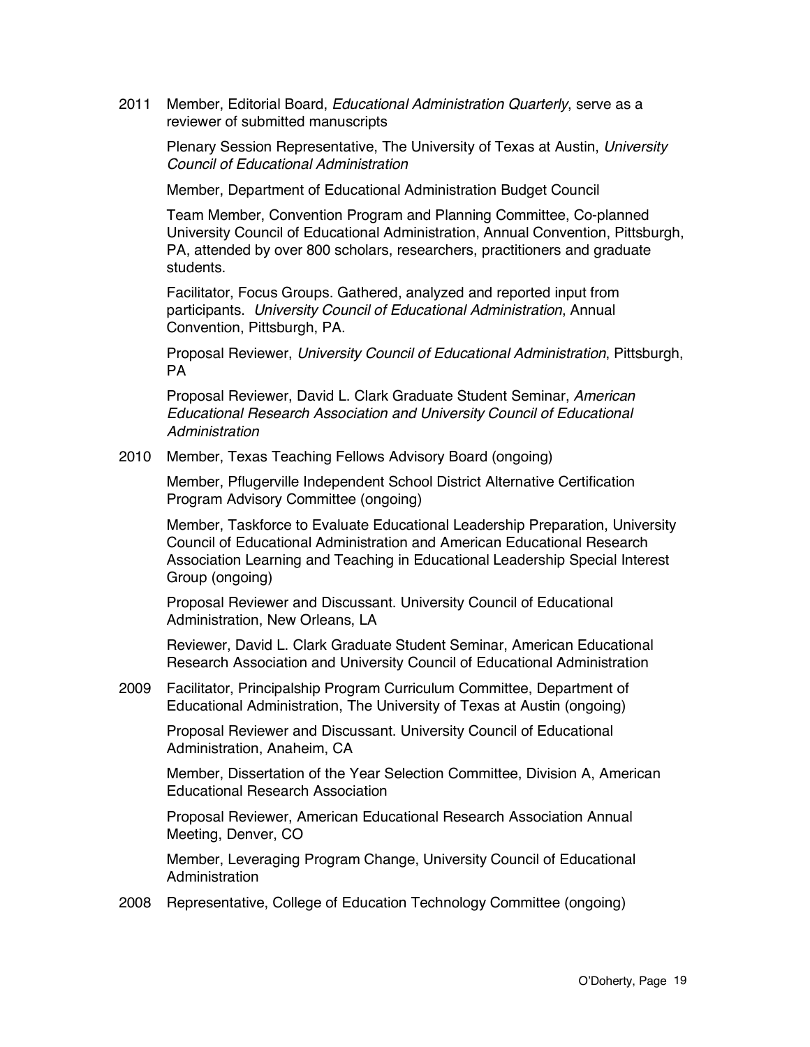2011 Member, Editorial Board, *Educational Administration Quarterly*, serve as a reviewer of submitted manuscripts

Plenary Session Representative, The University of Texas at Austin, *University Council of Educational Administration*

Member, Department of Educational Administration Budget Council

Team Member, Convention Program and Planning Committee, Co-planned University Council of Educational Administration, Annual Convention, Pittsburgh, PA, attended by over 800 scholars, researchers, practitioners and graduate students.

Facilitator, Focus Groups. Gathered, analyzed and reported input from participants. *University Council of Educational Administration*, Annual Convention, Pittsburgh, PA.

Proposal Reviewer, *University Council of Educational Administration*, Pittsburgh, PA

Proposal Reviewer, David L. Clark Graduate Student Seminar, *American Educational Research Association and University Council of Educational Administration*

2010 Member, Texas Teaching Fellows Advisory Board (ongoing)

Member, Pflugerville Independent School District Alternative Certification Program Advisory Committee (ongoing)

Member, Taskforce to Evaluate Educational Leadership Preparation, University Council of Educational Administration and American Educational Research Association Learning and Teaching in Educational Leadership Special Interest Group (ongoing)

Proposal Reviewer and Discussant. University Council of Educational Administration, New Orleans, LA

Reviewer, David L. Clark Graduate Student Seminar, American Educational Research Association and University Council of Educational Administration

2009 Facilitator, Principalship Program Curriculum Committee, Department of Educational Administration, The University of Texas at Austin (ongoing)

Proposal Reviewer and Discussant. University Council of Educational Administration, Anaheim, CA

Member, Dissertation of the Year Selection Committee, Division A, American Educational Research Association

Proposal Reviewer, American Educational Research Association Annual Meeting, Denver, CO

Member, Leveraging Program Change, University Council of Educational Administration

2008 Representative, College of Education Technology Committee (ongoing)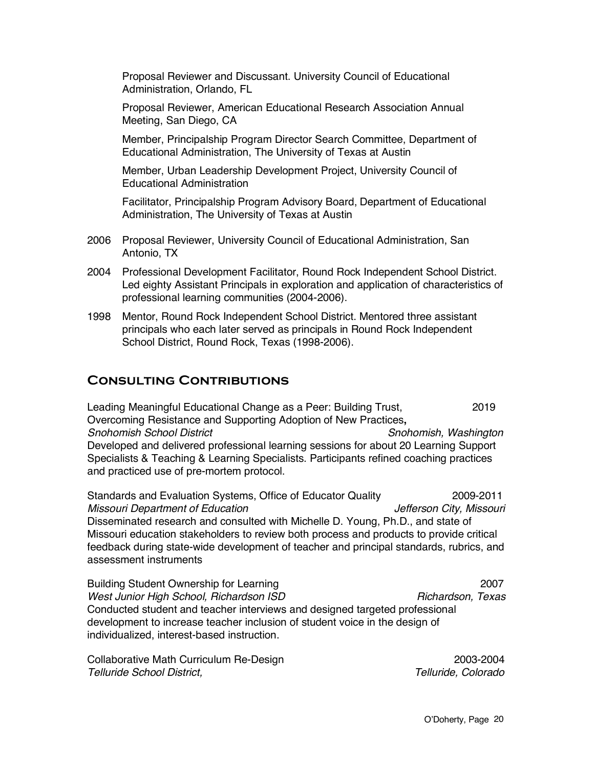Proposal Reviewer and Discussant. University Council of Educational Administration, Orlando, FL

Proposal Reviewer, American Educational Research Association Annual Meeting, San Diego, CA

Member, Principalship Program Director Search Committee, Department of Educational Administration, The University of Texas at Austin

Member, Urban Leadership Development Project, University Council of Educational Administration

Facilitator, Principalship Program Advisory Board, Department of Educational Administration, The University of Texas at Austin

2006 Proposal Reviewer, University Council of Educational Administration, San Antonio, TX

2004 Professional Development Facilitator, Round Rock Independent School District. Led eighty Assistant Principals in exploration and application of characteristics of professional learning communities (2004-2006).

1998 Mentor, Round Rock Independent School District. Mentored three assistant principals who each later served as principals in Round Rock Independent School District, Round Rock, Texas (1998-2006).

## Consulting Contributions

Leading Meaningful Educational Change as a Peer: Building Trust, Overcoming Resistance and Supporting Adoption of New Practices**,** 2019
*Snohomish School District* *Snohomish, Washington*
Developed and delivered professional learning sessions for about 20 Learning Support Specialists & Teaching & Learning Specialists. Participants refined coaching practices and practiced use of pre-mortem protocol.

Standards and Evaluation Systems, Office of Educator Quality 2009-2011
*Missouri Department of Education* *Jefferson City, Missouri*
Disseminated research and consulted with Michelle D. Young, Ph.D., and state of Missouri education stakeholders to review both process and products to provide critical feedback during state-wide development of teacher and principal standards, rubrics, and assessment instruments

Building Student Ownership for Learning 2007
*West Junior High School, Richardson ISD* *Richardson, Texas*
Conducted student and teacher interviews and designed targeted professional development to increase teacher inclusion of student voice in the design of individualized, interest-based instruction.

Collaborative Math Curriculum Re-Design 2003-2004
*Telluride School District,* *Telluride, Colorado*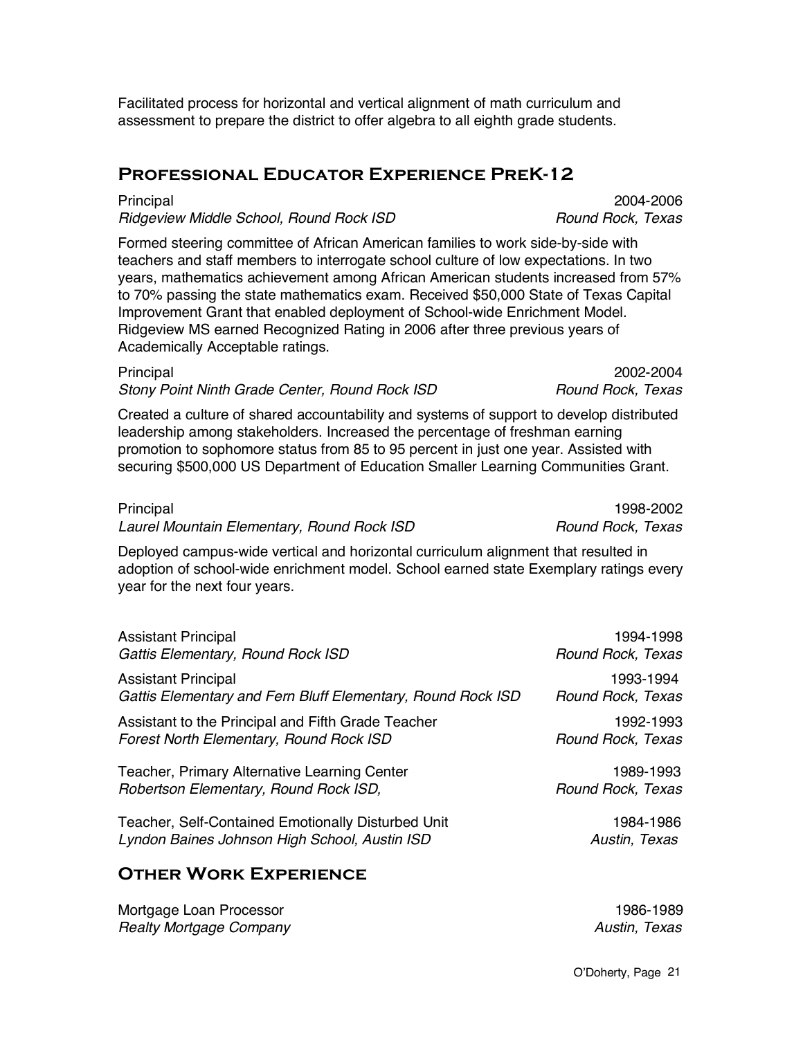Facilitated process for horizontal and vertical alignment of math curriculum and assessment to prepare the district to offer algebra to all eighth grade students.

## Professional Educator Experience PreK-12

Principal — 2004-2006
*Ridgeview Middle School, Round Rock ISD* — *Round Rock, Texas*

Formed steering committee of African American families to work side-by-side with teachers and staff members to interrogate school culture of low expectations. In two years, mathematics achievement among African American students increased from 57% to 70% passing the state mathematics exam. Received $50,000 State of Texas Capital Improvement Grant that enabled deployment of School-wide Enrichment Model. Ridgeview MS earned Recognized Rating in 2006 after three previous years of Academically Acceptable ratings.

Principal — 2002-2004
*Stony Point Ninth Grade Center, Round Rock ISD* — *Round Rock, Texas*

Created a culture of shared accountability and systems of support to develop distributed leadership among stakeholders. Increased the percentage of freshman earning promotion to sophomore status from 85 to 95 percent in just one year. Assisted with securing $500,000 US Department of Education Smaller Learning Communities Grant.

Principal — 1998-2002
*Laurel Mountain Elementary, Round Rock ISD* — *Round Rock, Texas*

Deployed campus-wide vertical and horizontal curriculum alignment that resulted in adoption of school-wide enrichment model. School earned state Exemplary ratings every year for the next four years.

Assistant Principal — 1994-1998
*Gattis Elementary, Round Rock ISD* — *Round Rock, Texas*

Assistant Principal — 1993-1994
*Gattis Elementary and Fern Bluff Elementary, Round Rock ISD* — *Round Rock, Texas*

Assistant to the Principal and Fifth Grade Teacher — 1992-1993
*Forest North Elementary, Round Rock ISD* — *Round Rock, Texas*

Teacher, Primary Alternative Learning Center — 1989-1993
*Robertson Elementary, Round Rock ISD,* — *Round Rock, Texas*

Teacher, Self-Contained Emotionally Disturbed Unit — 1984-1986
*Lyndon Baines Johnson High School, Austin ISD* — *Austin, Texas*

## Other Work Experience

Mortgage Loan Processor — 1986-1989
*Realty Mortgage Company* — *Austin, Texas*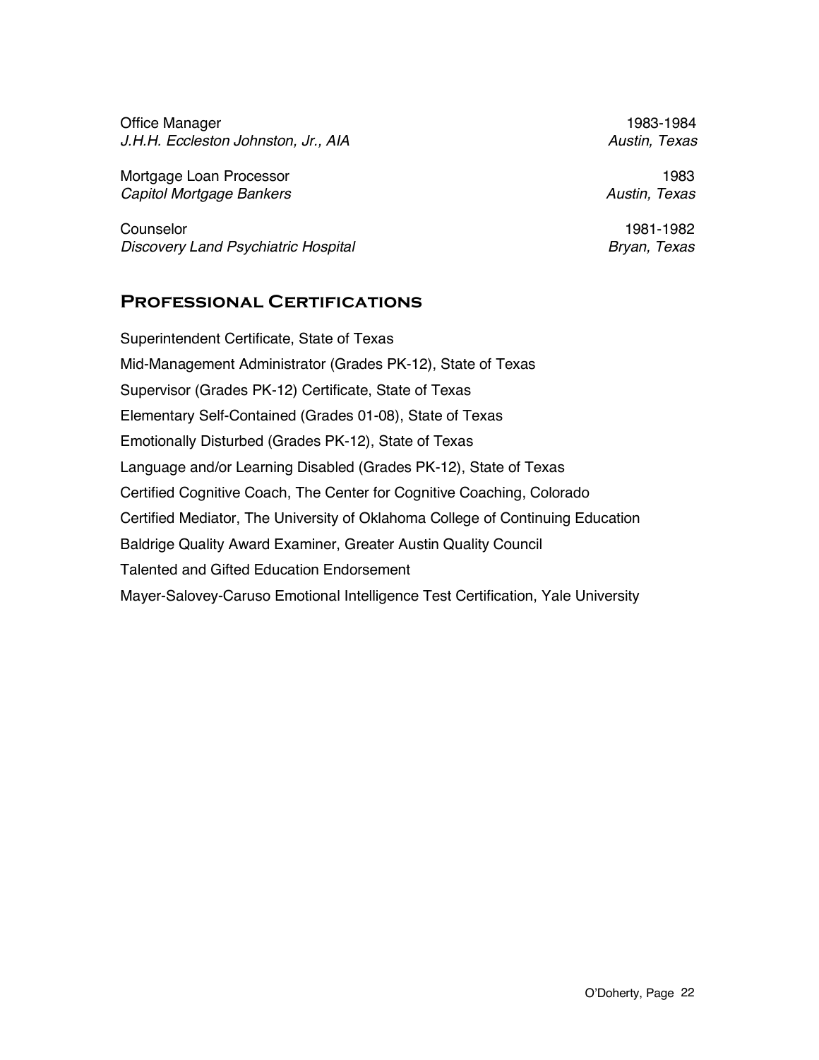Office Manager — 1983-1984
*J.H.H. Eccleston Johnston, Jr., AIA* — *Austin, Texas*

Mortgage Loan Processor — 1983
*Capitol Mortgage Bankers* — *Austin, Texas*

Counselor — 1981-1982
*Discovery Land Psychiatric Hospital* — *Bryan, Texas*

## Professional Certifications

Superintendent Certificate, State of Texas

Mid-Management Administrator (Grades PK-12), State of Texas

Supervisor (Grades PK-12) Certificate, State of Texas

Elementary Self-Contained (Grades 01-08), State of Texas

Emotionally Disturbed (Grades PK-12), State of Texas

Language and/or Learning Disabled (Grades PK-12), State of Texas

Certified Cognitive Coach, The Center for Cognitive Coaching, Colorado

Certified Mediator, The University of Oklahoma College of Continuing Education

Baldrige Quality Award Examiner, Greater Austin Quality Council

Talented and Gifted Education Endorsement

Mayer-Salovey-Caruso Emotional Intelligence Test Certification, Yale University